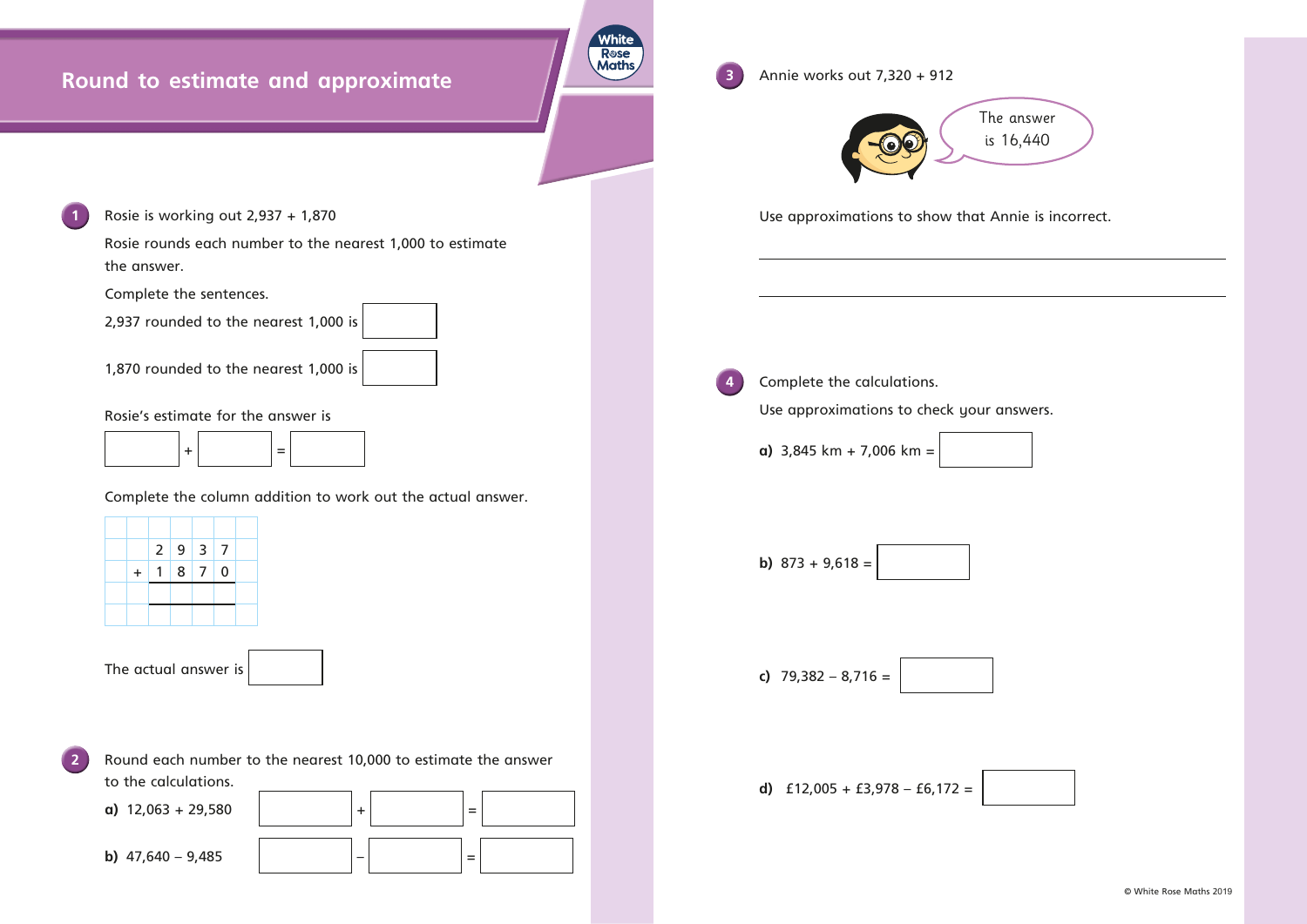# Round to estimate and approximate

**1** Rosie is working out 2,937 + 1,870

Rosie rounds each number to the nearest 1,000 to estimate the answer.

Complete the sentences.

2,937 rounded to the nearest 1,000 is ______

1,870 rounded to the nearest 1,000 is ______

Rosie's estimate for the answer is

______ + ______ = ______

Complete the column addition to work out the actual answer.

| | | | | | |
|---|---|---|---|---|---|
| | | 2 | 9 | 3 | 7 |
| | + | 1 | 8 | 7 | 0 |
| | | | | | |

The actual answer is ______

**2** Round each number to the nearest 10,000 to estimate the answer to the calculations.

**a)** 12,063 + 29,580 ______ + ______ = ______

**b)** 47,640 − 9,485 ______ − ______ = ______

**3** Annie works out 7,320 + 912

"The answer is 16,440"

Use approximations to show that Annie is incorrect.

______________________________

______________________________

**4** Complete the calculations.

Use approximations to check your answers.

**a)** 3,845 km + 7,006 km = ______

**b)** 873 + 9,618 = ______

**c)** 79,382 − 8,716 = ______

**d)** £12,005 + £3,978 − £6,172 = ______

© White Rose Maths 2019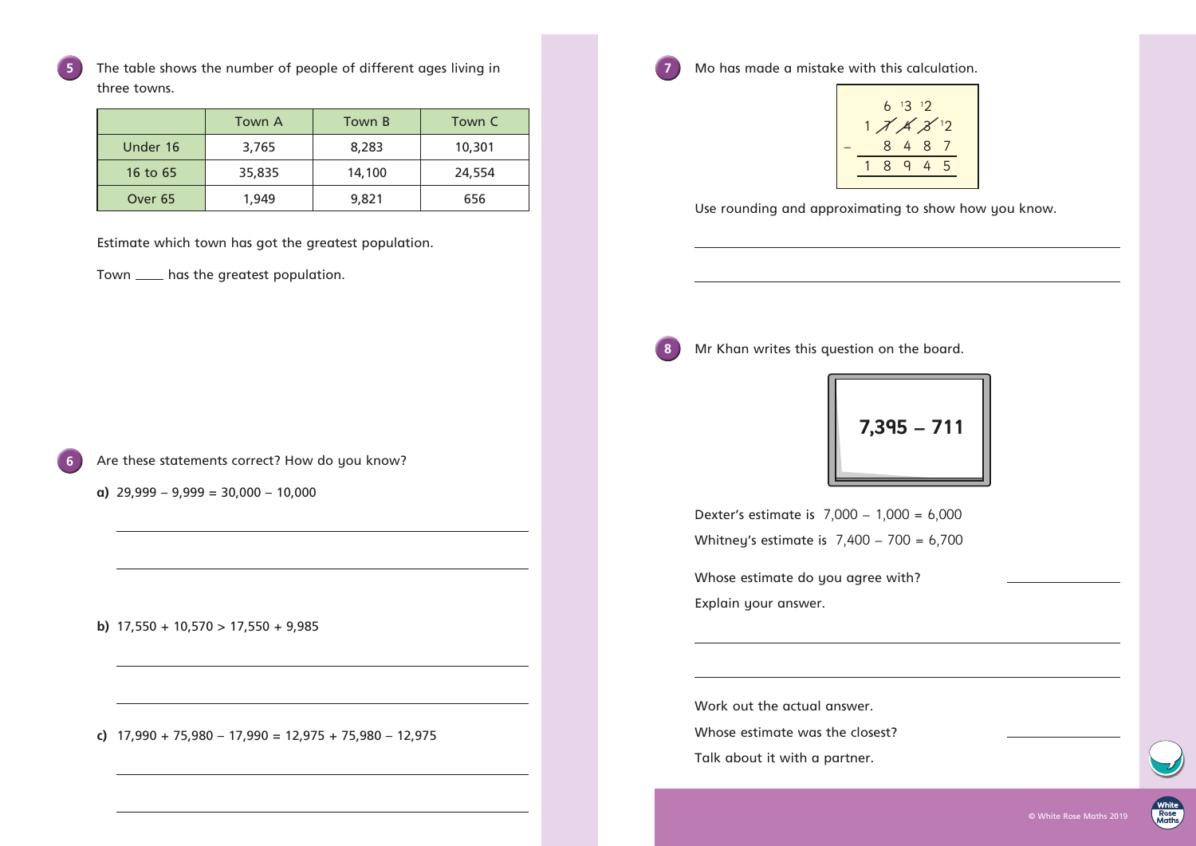**5** The table shows the number of people of different ages living in three towns.

| | Town A | Town B | Town C |
|---|---|---|---|
| Under 16 | 3,765 | 8,283 | 10,301 |
| 16 to 65 | 35,835 | 14,100 | 24,554 |
| Over 65 | 1,949 | 9,821 | 656 |

Estimate which town has got the greatest population.

Town ____ has the greatest population.

**6** Are these statements correct? How do you know?

**a)** 29,999 – 9,999 = 30,000 – 10,000

______________________________

______________________________

**b)** 17,550 + 10,570 > 17,550 + 9,985

______________________________

______________________________

**c)** 17,990 + 75,980 – 17,990 = 12,975 + 75,980 – 12,975

______________________________

______________________________

**7** Mo has made a mistake with this calculation.

```
     6 ¹3 ¹2
  1  7  4  3 ¹2
–    8  4  8  7
  1  8  9  4  5
```

Use rounding and approximating to show how you know.

______________________________

______________________________

**8** Mr Khan writes this question on the board.

**7,395 – 711**

Dexter's estimate is 7,000 – 1,000 = 6,000

Whitney's estimate is 7,400 – 700 = 6,700

Whose estimate do you agree with? ____________

Explain your answer.

______________________________

______________________________

Work out the actual answer.

Whose estimate was the closest? ____________

Talk about it with a partner.